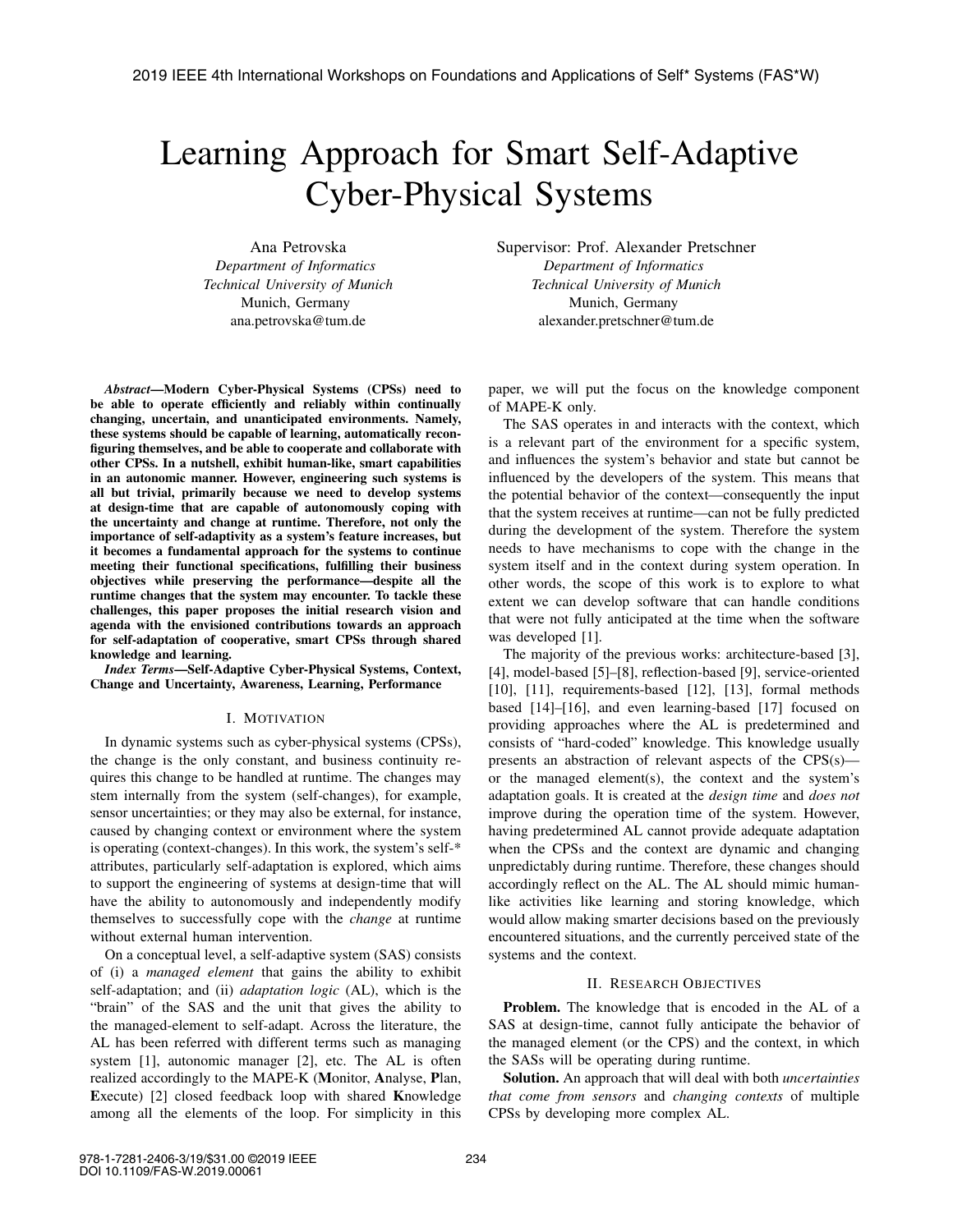# Learning Approach for Smart Self-Adaptive Cyber-Physical Systems

Ana Petrovska
*Department of Informatics*
*Technical University of Munich*
Munich, Germany
ana.petrovska@tum.de

Supervisor: Prof. Alexander Pretschner
*Department of Informatics*
*Technical University of Munich*
Munich, Germany
alexander.pretschner@tum.de

***Abstract*—Modern Cyber-Physical Systems (CPSs) need to be able to operate efficiently and reliably within continually changing, uncertain, and unanticipated environments. Namely, these systems should be capable of learning, automatically reconfiguring themselves, and be able to cooperate and collaborate with other CPSs. In a nutshell, exhibit human-like, smart capabilities in an autonomic manner. However, engineering such systems is all but trivial, primarily because we need to develop systems at design-time that are capable of autonomously coping with the uncertainty and change at runtime. Therefore, not only the importance of self-adaptivity as a system's feature increases, but it becomes a fundamental approach for the systems to continue meeting their functional specifications, fulfilling their business objectives while preserving the performance—despite all the runtime changes that the system may encounter. To tackle these challenges, this paper proposes the initial research vision and agenda with the envisioned contributions towards an approach for self-adaptation of cooperative, smart CPSs through shared knowledge and learning.**

***Index Terms*—Self-Adaptive Cyber-Physical Systems, Context, Change and Uncertainty, Awareness, Learning, Performance**

## I. Motivation

In dynamic systems such as cyber-physical systems (CPSs), the change is the only constant, and business continuity requires this change to be handled at runtime. The changes may stem internally from the system (self-changes), for example, sensor uncertainties; or they may also be external, for instance, caused by changing context or environment where the system is operating (context-changes). In this work, the system's self-* attributes, particularly self-adaptation is explored, which aims to support the engineering of systems at design-time that will have the ability to autonomously and independently modify themselves to successfully cope with the *change* at runtime without external human intervention.

On a conceptual level, a self-adaptive system (SAS) consists of (i) a *managed element* that gains the ability to exhibit self-adaptation; and (ii) *adaptation logic* (AL), which is the "brain" of the SAS and the unit that gives the ability to the managed-element to self-adapt. Across the literature, the AL has been referred with different terms such as managing system [1], autonomic manager [2], etc. The AL is often realized accordingly to the MAPE-K (**M**onitor, **A**nalyse, **P**lan, **E**xecute) [2] closed feedback loop with shared **K**nowledge among all the elements of the loop. For simplicity in this paper, we will put the focus on the knowledge component of MAPE-K only.

The SAS operates in and interacts with the context, which is a relevant part of the environment for a specific system, and influences the system's behavior and state but cannot be influenced by the developers of the system. This means that the potential behavior of the context—consequently the input that the system receives at runtime—can not be fully predicted during the development of the system. Therefore the system needs to have mechanisms to cope with the change in the system itself and in the context during system operation. In other words, the scope of this work is to explore to what extent we can develop software that can handle conditions that were not fully anticipated at the time when the software was developed [1].

The majority of the previous works: architecture-based [3], [4], model-based [5]–[8], reflection-based [9], service-oriented [10], [11], requirements-based [12], [13], formal methods based [14]–[16], and even learning-based [17] focused on providing approaches where the AL is predetermined and consists of "hard-coded" knowledge. This knowledge usually presents an abstraction of relevant aspects of the CPS(s)—or the managed element(s), the context and the system's adaptation goals. It is created at the *design time* and *does not* improve during the operation time of the system. However, having predetermined AL cannot provide adequate adaptation when the CPSs and the context are dynamic and changing unpredictably during runtime. Therefore, these changes should accordingly reflect on the AL. The AL should mimic human-like activities like learning and storing knowledge, which would allow making smarter decisions based on the previously encountered situations, and the currently perceived state of the systems and the context.

## II. Research Objectives

**Problem.** The knowledge that is encoded in the AL of a SAS at design-time, cannot fully anticipate the behavior of the managed element (or the CPS) and the context, in which the SASs will be operating during runtime.

**Solution.** An approach that will deal with both *uncertainties that come from sensors* and *changing contexts* of multiple CPSs by developing more complex AL.

978-1-7281-2406-3/19/$31.00 ©2019 IEEE
DOI 10.1109/FAS-W.2019.00061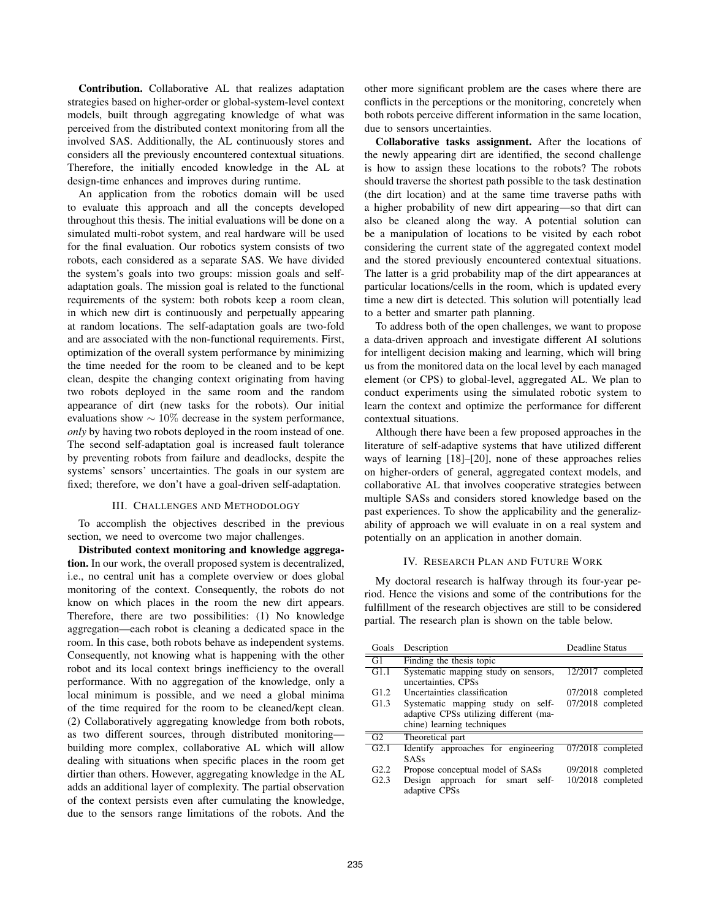**Contribution.** Collaborative AL that realizes adaptation strategies based on higher-order or global-system-level context models, built through aggregating knowledge of what was perceived from the distributed context monitoring from all the involved SAS. Additionally, the AL continuously stores and considers all the previously encountered contextual situations. Therefore, the initially encoded knowledge in the AL at design-time enhances and improves during runtime.

An application from the robotics domain will be used to evaluate this approach and all the concepts developed throughout this thesis. The initial evaluations will be done on a simulated multi-robot system, and real hardware will be used for the final evaluation. Our robotics system consists of two robots, each considered as a separate SAS. We have divided the system's goals into two groups: mission goals and self-adaptation goals. The mission goal is related to the functional requirements of the system: both robots keep a room clean, in which new dirt is continuously and perpetually appearing at random locations. The self-adaptation goals are two-fold and are associated with the non-functional requirements. First, optimization of the overall system performance by minimizing the time needed for the room to be cleaned and to be kept clean, despite the changing context originating from having two robots deployed in the same room and the random appearance of dirt (new tasks for the robots). Our initial evaluations show $\sim 10\%$ decrease in the system performance, *only* by having two robots deployed in the room instead of one. The second self-adaptation goal is increased fault tolerance by preventing robots from failure and deadlocks, despite the systems' sensors' uncertainties. The goals in our system are fixed; therefore, we don't have a goal-driven self-adaptation.

## III. Challenges and Methodology

To accomplish the objectives described in the previous section, we need to overcome two major challenges.

**Distributed context monitoring and knowledge aggregation.** In our work, the overall proposed system is decentralized, i.e., no central unit has a complete overview or does global monitoring of the context. Consequently, the robots do not know on which places in the room the new dirt appears. Therefore, there are two possibilities: (1) No knowledge aggregation—each robot is cleaning a dedicated space in the room. In this case, both robots behave as independent systems. Consequently, not knowing what is happening with the other robot and its local context brings inefficiency to the overall performance. With no aggregation of the knowledge, only a local minimum is possible, and we need a global minima of the time required for the room to be cleaned/kept clean. (2) Collaboratively aggregating knowledge from both robots, as two different sources, through distributed monitoring—building more complex, collaborative AL which will allow dealing with situations when specific places in the room get dirtier than others. However, aggregating knowledge in the AL adds an additional layer of complexity. The partial observation of the context persists even after cumulating the knowledge, due to the sensors range limitations of the robots. And the other more significant problem are the cases where there are conflicts in the perceptions or the monitoring, concretely when both robots perceive different information in the same location, due to sensors uncertainties.

**Collaborative tasks assignment.** After the locations of the newly appearing dirt are identified, the second challenge is how to assign these locations to the robots? The robots should traverse the shortest path possible to the task destination (the dirt location) and at the same time traverse paths with a higher probability of new dirt appearing—so that dirt can also be cleaned along the way. A potential solution can be a manipulation of locations to be visited by each robot considering the current state of the aggregated context model and the stored previously encountered contextual situations. The latter is a grid probability map of the dirt appearances at particular locations/cells in the room, which is updated every time a new dirt is detected. This solution will potentially lead to a better and smarter path planning.

To address both of the open challenges, we want to propose a data-driven approach and investigate different AI solutions for intelligent decision making and learning, which will bring us from the monitored data on the local level by each managed element (or CPS) to global-level, aggregated AL. We plan to conduct experiments using the simulated robotic system to learn the context and optimize the performance for different contextual situations.

Although there have been a few proposed approaches in the literature of self-adaptive systems that have utilized different ways of learning [18]–[20], none of these approaches relies on higher-orders of general, aggregated context models, and collaborative AL that involves cooperative strategies between multiple SASs and considers stored knowledge based on the past experiences. To show the applicability and the generalizability of approach we will evaluate in on a real system and potentially on an application in another domain.

## IV. Research Plan and Future Work

My doctoral research is halfway through its four-year period. Hence the visions and some of the contributions for the fulfillment of the research objectives are still to be considered partial. The research plan is shown on the table below.

| Goals | Description | Deadline | Status |
|---|---|---|---|
| G1 | Finding the thesis topic | | |
| G1.1 | Systematic mapping study on sensors, uncertainties, CPSs | 12/2017 | completed |
| G1.2 | Uncertainties classification | 07/2018 | completed |
| G1.3 | Systematic mapping study on self-adaptive CPSs utilizing different (machine) learning techniques | 07/2018 | completed |
| G2 | Theoretical part | | |
| G2.1 | Identify approaches for engineering SASs | 07/2018 | completed |
| G2.2 | Propose conceptual model of SASs | 09/2018 | completed |
| G2.3 | Design approach for smart self-adaptive CPSs | 10/2018 | completed |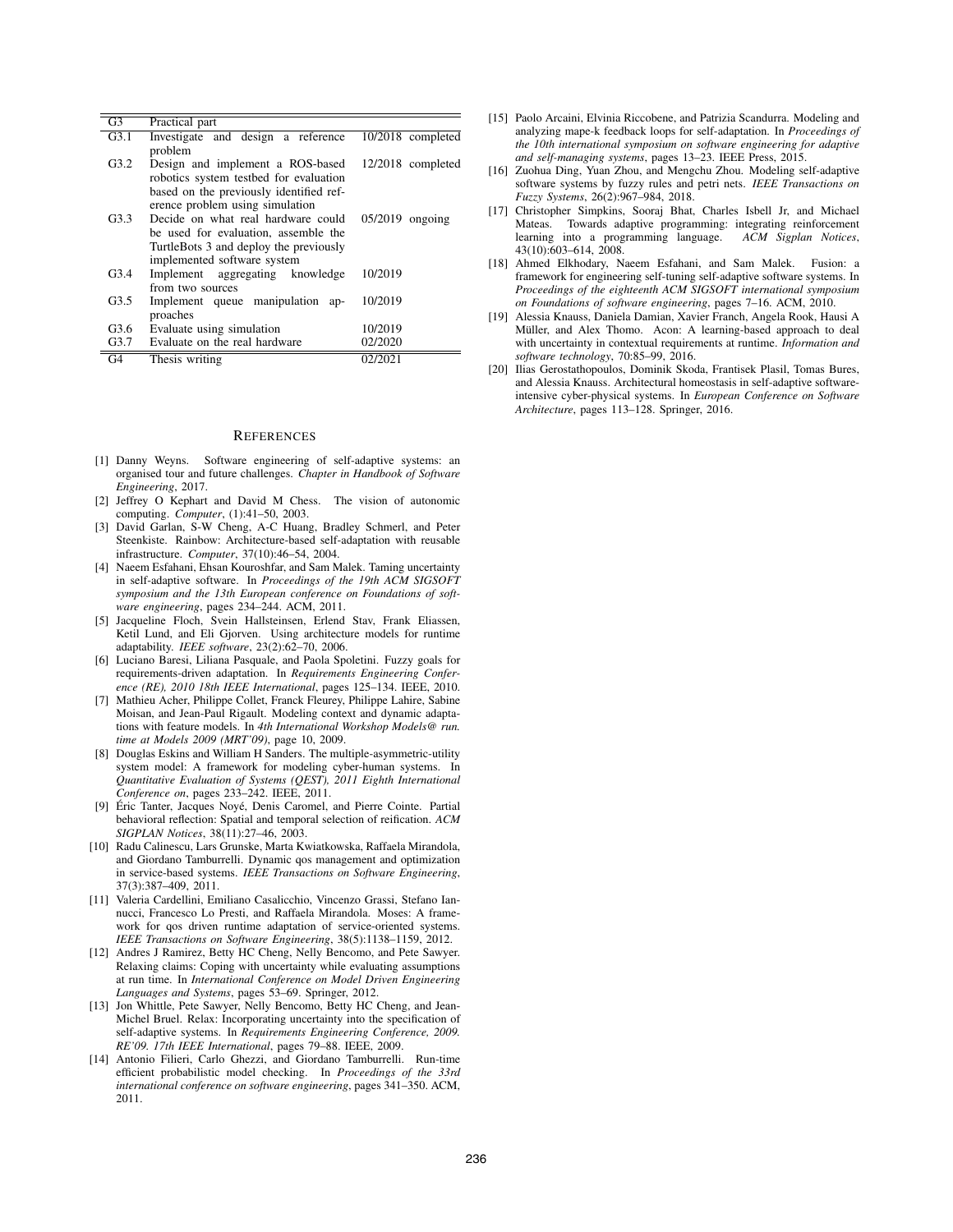| | | | |
|---|---|---|---|
| G3 | Practical part | | |
| G3.1 | Investigate and design a reference problem | 10/2018 | completed |
| G3.2 | Design and implement a ROS-based robotics system testbed for evaluation based on the previously identified reference problem using simulation | 12/2018 | completed |
| G3.3 | Decide on what real hardware could be used for evaluation, assemble the TurtleBots 3 and deploy the previously implemented software system | 05/2019 | ongoing |
| G3.4 | Implement aggregating knowledge from two sources | 10/2019 | |
| G3.5 | Implement queue manipulation approaches | 10/2019 | |
| G3.6 | Evaluate using simulation | 10/2019 | |
| G3.7 | Evaluate on the real hardware | 02/2020 | |
| G4 | Thesis writing | 02/2021 | |

## References

[1] Danny Weyns. Software engineering of self-adaptive systems: an organised tour and future challenges. *Chapter in Handbook of Software Engineering*, 2017.

[2] Jeffrey O Kephart and David M Chess. The vision of autonomic computing. *Computer*, (1):41–50, 2003.

[3] David Garlan, S-W Cheng, A-C Huang, Bradley Schmerl, and Peter Steenkiste. Rainbow: Architecture-based self-adaptation with reusable infrastructure. *Computer*, 37(10):46–54, 2004.

[4] Naeem Esfahani, Ehsan Kouroshfar, and Sam Malek. Taming uncertainty in self-adaptive software. In *Proceedings of the 19th ACM SIGSOFT symposium and the 13th European conference on Foundations of software engineering*, pages 234–244. ACM, 2011.

[5] Jacqueline Floch, Svein Hallsteinsen, Erlend Stav, Frank Eliassen, Ketil Lund, and Eli Gjorven. Using architecture models for runtime adaptability. *IEEE software*, 23(2):62–70, 2006.

[6] Luciano Baresi, Liliana Pasquale, and Paola Spoletini. Fuzzy goals for requirements-driven adaptation. In *Requirements Engineering Conference (RE), 2010 18th IEEE International*, pages 125–134. IEEE, 2010.

[7] Mathieu Acher, Philippe Collet, Franck Fleurey, Philippe Lahire, Sabine Moisan, and Jean-Paul Rigault. Modeling context and dynamic adaptations with feature models. In *4th International Workshop Models@ run. time at Models 2009 (MRT'09)*, page 10, 2009.

[8] Douglas Eskins and William H Sanders. The multiple-asymmetric-utility system model: A framework for modeling cyber-human systems. In *Quantitative Evaluation of Systems (QEST), 2011 Eighth International Conference on*, pages 233–242. IEEE, 2011.

[9] Éric Tanter, Jacques Noyé, Denis Caromel, and Pierre Cointe. Partial behavioral reflection: Spatial and temporal selection of reification. *ACM SIGPLAN Notices*, 38(11):27–46, 2003.

[10] Radu Calinescu, Lars Grunske, Marta Kwiatkowska, Raffaela Mirandola, and Giordano Tamburrelli. Dynamic qos management and optimization in service-based systems. *IEEE Transactions on Software Engineering*, 37(3):387–409, 2011.

[11] Valeria Cardellini, Emiliano Casalicchio, Vincenzo Grassi, Stefano Iannucci, Francesco Lo Presti, and Raffaela Mirandola. Moses: A framework for qos driven runtime adaptation of service-oriented systems. *IEEE Transactions on Software Engineering*, 38(5):1138–1159, 2012.

[12] Andres J Ramirez, Betty HC Cheng, Nelly Bencomo, and Pete Sawyer. Relaxing claims: Coping with uncertainty while evaluating assumptions at run time. In *International Conference on Model Driven Engineering Languages and Systems*, pages 53–69. Springer, 2012.

[13] Jon Whittle, Pete Sawyer, Nelly Bencomo, Betty HC Cheng, and Jean-Michel Bruel. Relax: Incorporating uncertainty into the specification of self-adaptive systems. In *Requirements Engineering Conference, 2009. RE'09. 17th IEEE International*, pages 79–88. IEEE, 2009.

[14] Antonio Filieri, Carlo Ghezzi, and Giordano Tamburrelli. Run-time efficient probabilistic model checking. In *Proceedings of the 33rd international conference on software engineering*, pages 341–350. ACM, 2011.

[15] Paolo Arcaini, Elvinia Riccobene, and Patrizia Scandurra. Modeling and analyzing mape-k feedback loops for self-adaptation. In *Proceedings of the 10th international symposium on software engineering for adaptive and self-managing systems*, pages 13–23. IEEE Press, 2015.

[16] Zuohua Ding, Yuan Zhou, and Mengchu Zhou. Modeling self-adaptive software systems by fuzzy rules and petri nets. *IEEE Transactions on Fuzzy Systems*, 26(2):967–984, 2018.

[17] Christopher Simpkins, Sooraj Bhat, Charles Isbell Jr, and Michael Mateas. Towards adaptive programming: integrating reinforcement learning into a programming language. *ACM Sigplan Notices*, 43(10):603–614, 2008.

[18] Ahmed Elkhodary, Naeem Esfahani, and Sam Malek. Fusion: a framework for engineering self-tuning self-adaptive software systems. In *Proceedings of the eighteenth ACM SIGSOFT international symposium on Foundations of software engineering*, pages 7–16. ACM, 2010.

[19] Alessia Knauss, Daniela Damian, Xavier Franch, Angela Rook, Hausi A Müller, and Alex Thomo. Acon: A learning-based approach to deal with uncertainty in contextual requirements at runtime. *Information and software technology*, 70:85–99, 2016.

[20] Ilias Gerostathopoulos, Dominik Skoda, Frantisek Plasil, Tomas Bures, and Alessia Knauss. Architectural homeostasis in self-adaptive software-intensive cyber-physical systems. In *European Conference on Software Architecture*, pages 113–128. Springer, 2016.